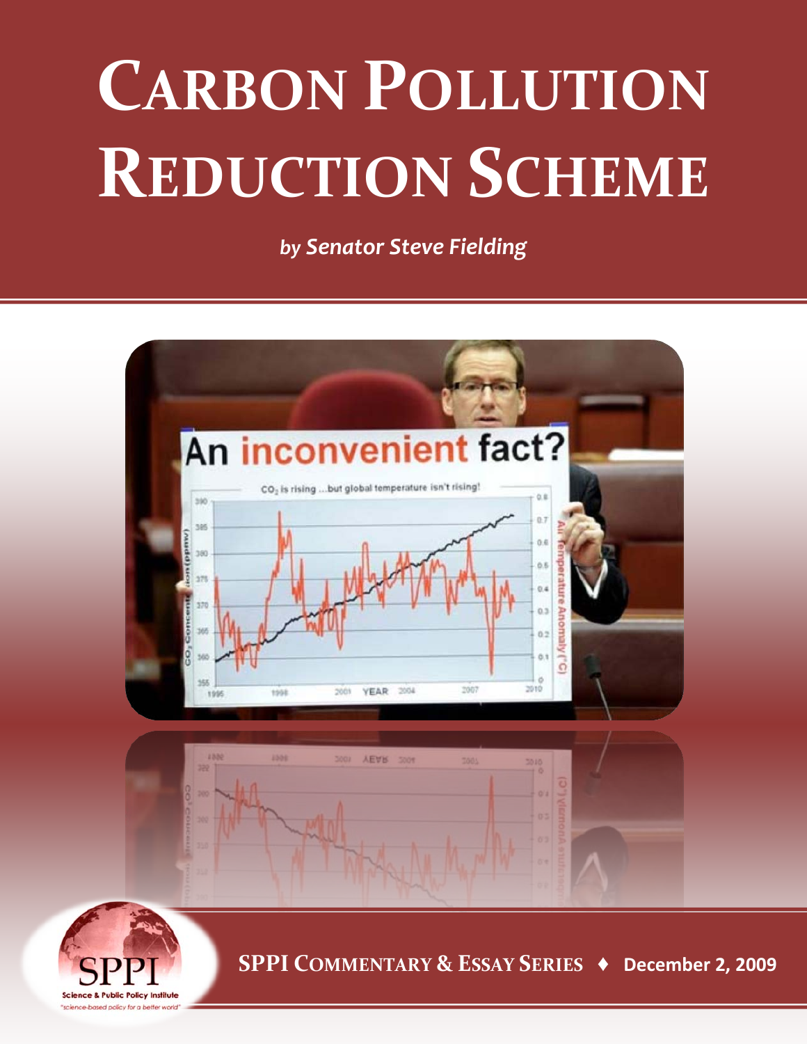# CARBON POLLUTION REDUCTION SCHEME

***by Senator Steve Fielding***

An inconvenient fact?

$CO_2$ is rising ...but global temperature isn't rising!

$CO_2$ Concentration (ppmv)

Air Temperature Anomaly (°C)

YEAR

390
385
380
375
370
365
360
355

0.8
0.7
0.6
0.5
0.4
0.3
0.2
0.1
0

1995 1998 2001 2004 2007 2010

SPPI
Science & Public Policy Institute
"science-based policy for a better world"

**SPPI COMMENTARY & ESSAY SERIES ♦ December 2, 2009**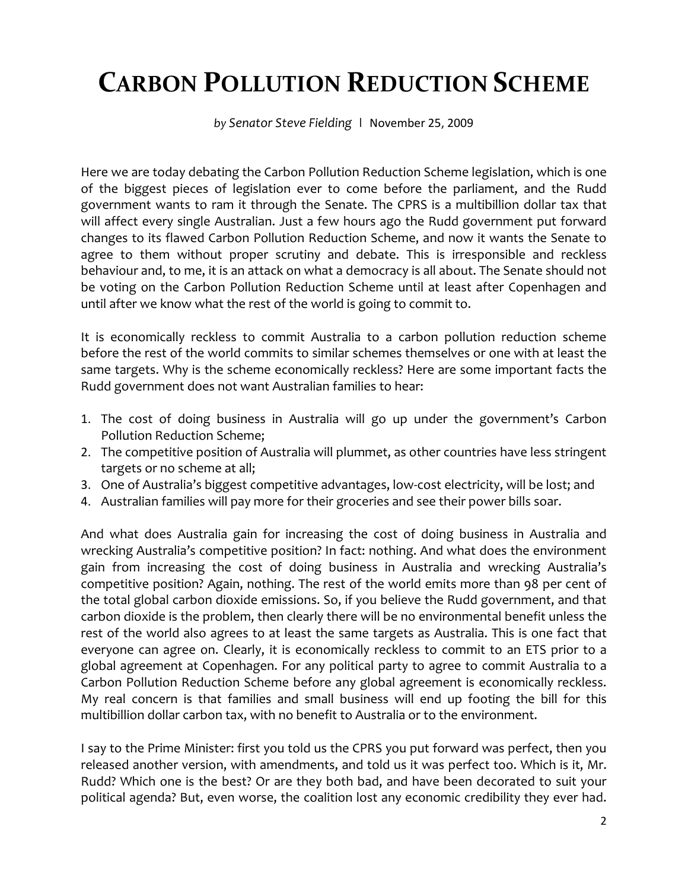# CARBON POLLUTION REDUCTION SCHEME

*by Senator Steve Fielding* | November 25, 2009

Here we are today debating the Carbon Pollution Reduction Scheme legislation, which is one of the biggest pieces of legislation ever to come before the parliament, and the Rudd government wants to ram it through the Senate. The CPRS is a multibillion dollar tax that will affect every single Australian. Just a few hours ago the Rudd government put forward changes to its flawed Carbon Pollution Reduction Scheme, and now it wants the Senate to agree to them without proper scrutiny and debate. This is irresponsible and reckless behaviour and, to me, it is an attack on what a democracy is all about. The Senate should not be voting on the Carbon Pollution Reduction Scheme until at least after Copenhagen and until after we know what the rest of the world is going to commit to.

It is economically reckless to commit Australia to a carbon pollution reduction scheme before the rest of the world commits to similar schemes themselves or one with at least the same targets. Why is the scheme economically reckless? Here are some important facts the Rudd government does not want Australian families to hear:

1. The cost of doing business in Australia will go up under the government's Carbon Pollution Reduction Scheme;
2. The competitive position of Australia will plummet, as other countries have less stringent targets or no scheme at all;
3. One of Australia's biggest competitive advantages, low-cost electricity, will be lost; and
4. Australian families will pay more for their groceries and see their power bills soar.

And what does Australia gain for increasing the cost of doing business in Australia and wrecking Australia's competitive position? In fact: nothing. And what does the environment gain from increasing the cost of doing business in Australia and wrecking Australia's competitive position? Again, nothing. The rest of the world emits more than 98 per cent of the total global carbon dioxide emissions. So, if you believe the Rudd government, and that carbon dioxide is the problem, then clearly there will be no environmental benefit unless the rest of the world also agrees to at least the same targets as Australia. This is one fact that everyone can agree on. Clearly, it is economically reckless to commit to an ETS prior to a global agreement at Copenhagen. For any political party to agree to commit Australia to a Carbon Pollution Reduction Scheme before any global agreement is economically reckless. My real concern is that families and small business will end up footing the bill for this multibillion dollar carbon tax, with no benefit to Australia or to the environment.

I say to the Prime Minister: first you told us the CPRS you put forward was perfect, then you released another version, with amendments, and told us it was perfect too. Which is it, Mr. Rudd? Which one is the best? Or are they both bad, and have been decorated to suit your political agenda? But, even worse, the coalition lost any economic credibility they ever had.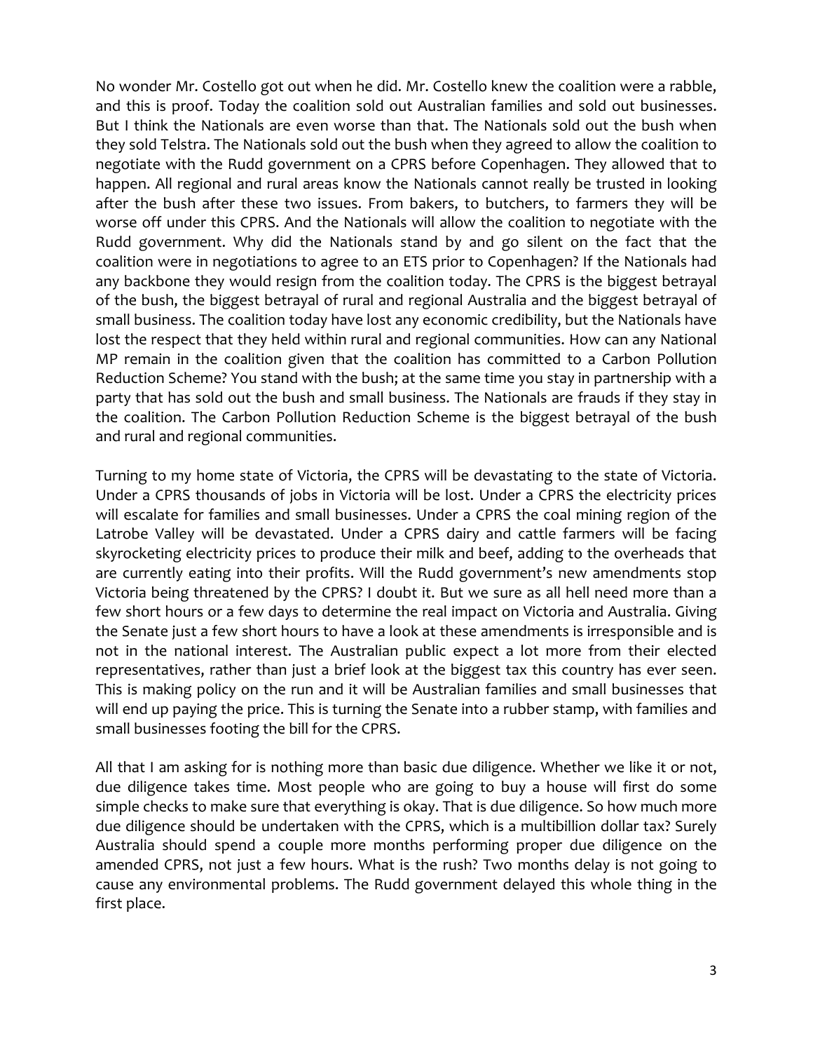No wonder Mr. Costello got out when he did. Mr. Costello knew the coalition were a rabble, and this is proof. Today the coalition sold out Australian families and sold out businesses. But I think the Nationals are even worse than that. The Nationals sold out the bush when they sold Telstra. The Nationals sold out the bush when they agreed to allow the coalition to negotiate with the Rudd government on a CPRS before Copenhagen. They allowed that to happen. All regional and rural areas know the Nationals cannot really be trusted in looking after the bush after these two issues. From bakers, to butchers, to farmers they will be worse off under this CPRS. And the Nationals will allow the coalition to negotiate with the Rudd government. Why did the Nationals stand by and go silent on the fact that the coalition were in negotiations to agree to an ETS prior to Copenhagen? If the Nationals had any backbone they would resign from the coalition today. The CPRS is the biggest betrayal of the bush, the biggest betrayal of rural and regional Australia and the biggest betrayal of small business. The coalition today have lost any economic credibility, but the Nationals have lost the respect that they held within rural and regional communities. How can any National MP remain in the coalition given that the coalition has committed to a Carbon Pollution Reduction Scheme? You stand with the bush; at the same time you stay in partnership with a party that has sold out the bush and small business. The Nationals are frauds if they stay in the coalition. The Carbon Pollution Reduction Scheme is the biggest betrayal of the bush and rural and regional communities.

Turning to my home state of Victoria, the CPRS will be devastating to the state of Victoria. Under a CPRS thousands of jobs in Victoria will be lost. Under a CPRS the electricity prices will escalate for families and small businesses. Under a CPRS the coal mining region of the Latrobe Valley will be devastated. Under a CPRS dairy and cattle farmers will be facing skyrocketing electricity prices to produce their milk and beef, adding to the overheads that are currently eating into their profits. Will the Rudd government's new amendments stop Victoria being threatened by the CPRS? I doubt it. But we sure as all hell need more than a few short hours or a few days to determine the real impact on Victoria and Australia. Giving the Senate just a few short hours to have a look at these amendments is irresponsible and is not in the national interest. The Australian public expect a lot more from their elected representatives, rather than just a brief look at the biggest tax this country has ever seen. This is making policy on the run and it will be Australian families and small businesses that will end up paying the price. This is turning the Senate into a rubber stamp, with families and small businesses footing the bill for the CPRS.

All that I am asking for is nothing more than basic due diligence. Whether we like it or not, due diligence takes time. Most people who are going to buy a house will first do some simple checks to make sure that everything is okay. That is due diligence. So how much more due diligence should be undertaken with the CPRS, which is a multibillion dollar tax? Surely Australia should spend a couple more months performing proper due diligence on the amended CPRS, not just a few hours. What is the rush? Two months delay is not going to cause any environmental problems. The Rudd government delayed this whole thing in the first place.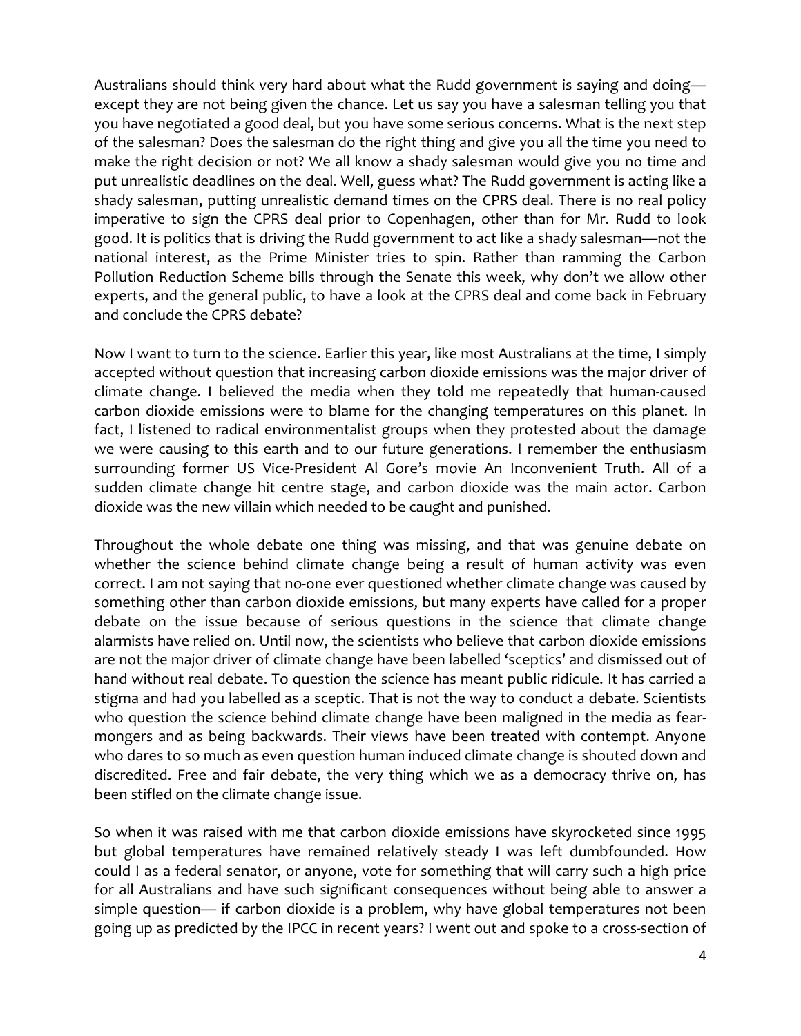Australians should think very hard about what the Rudd government is saying and doing—except they are not being given the chance. Let us say you have a salesman telling you that you have negotiated a good deal, but you have some serious concerns. What is the next step of the salesman? Does the salesman do the right thing and give you all the time you need to make the right decision or not? We all know a shady salesman would give you no time and put unrealistic deadlines on the deal. Well, guess what? The Rudd government is acting like a shady salesman, putting unrealistic demand times on the CPRS deal. There is no real policy imperative to sign the CPRS deal prior to Copenhagen, other than for Mr. Rudd to look good. It is politics that is driving the Rudd government to act like a shady salesman—not the national interest, as the Prime Minister tries to spin. Rather than ramming the Carbon Pollution Reduction Scheme bills through the Senate this week, why don't we allow other experts, and the general public, to have a look at the CPRS deal and come back in February and conclude the CPRS debate?

Now I want to turn to the science. Earlier this year, like most Australians at the time, I simply accepted without question that increasing carbon dioxide emissions was the major driver of climate change. I believed the media when they told me repeatedly that human-caused carbon dioxide emissions were to blame for the changing temperatures on this planet. In fact, I listened to radical environmentalist groups when they protested about the damage we were causing to this earth and to our future generations. I remember the enthusiasm surrounding former US Vice-President Al Gore's movie An Inconvenient Truth. All of a sudden climate change hit centre stage, and carbon dioxide was the main actor. Carbon dioxide was the new villain which needed to be caught and punished.

Throughout the whole debate one thing was missing, and that was genuine debate on whether the science behind climate change being a result of human activity was even correct. I am not saying that no-one ever questioned whether climate change was caused by something other than carbon dioxide emissions, but many experts have called for a proper debate on the issue because of serious questions in the science that climate change alarmists have relied on. Until now, the scientists who believe that carbon dioxide emissions are not the major driver of climate change have been labelled 'sceptics' and dismissed out of hand without real debate. To question the science has meant public ridicule. It has carried a stigma and had you labelled as a sceptic. That is not the way to conduct a debate. Scientists who question the science behind climate change have been maligned in the media as fear-mongers and as being backwards. Their views have been treated with contempt. Anyone who dares to so much as even question human induced climate change is shouted down and discredited. Free and fair debate, the very thing which we as a democracy thrive on, has been stifled on the climate change issue.

So when it was raised with me that carbon dioxide emissions have skyrocketed since 1995 but global temperatures have remained relatively steady I was left dumbfounded. How could I as a federal senator, or anyone, vote for something that will carry such a high price for all Australians and have such significant consequences without being able to answer a simple question— if carbon dioxide is a problem, why have global temperatures not been going up as predicted by the IPCC in recent years? I went out and spoke to a cross-section of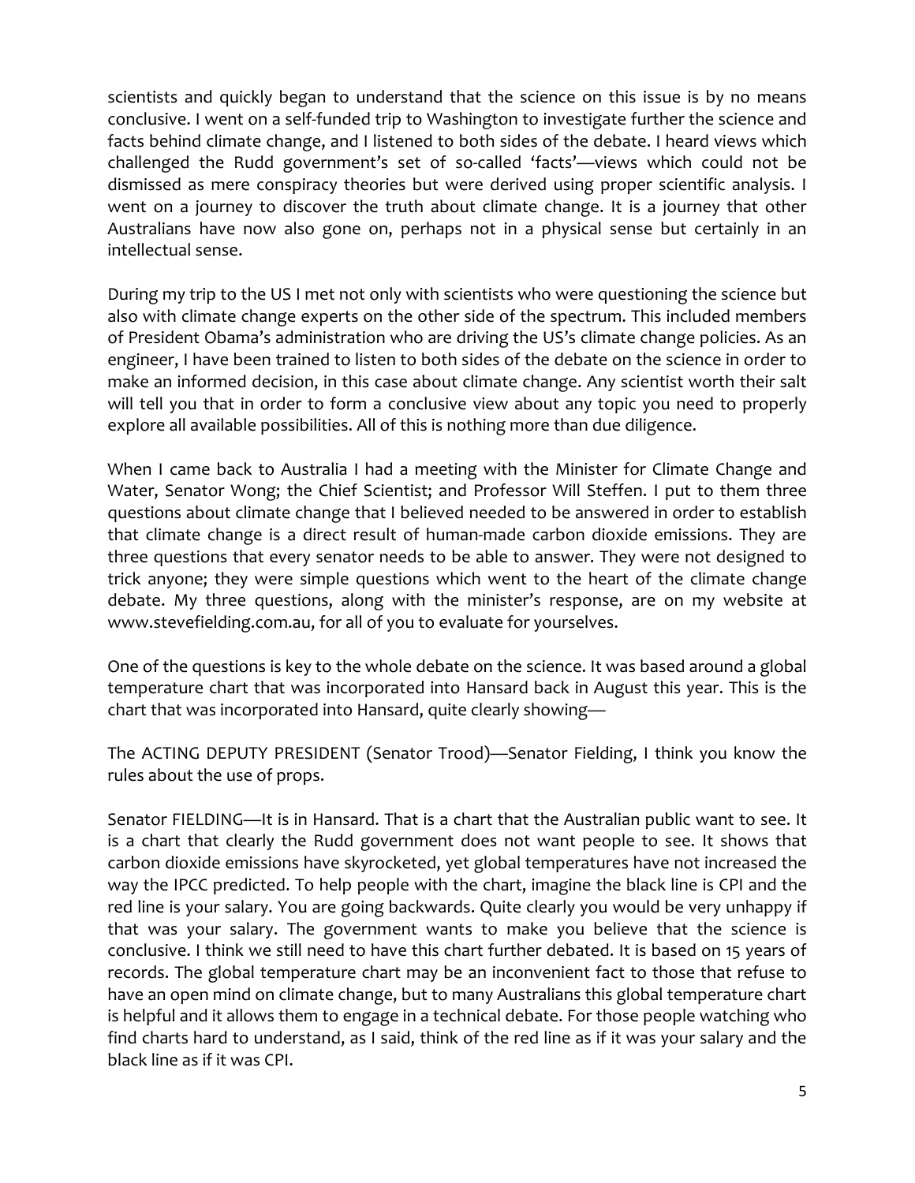scientists and quickly began to understand that the science on this issue is by no means conclusive. I went on a self-funded trip to Washington to investigate further the science and facts behind climate change, and I listened to both sides of the debate. I heard views which challenged the Rudd government's set of so-called 'facts'—views which could not be dismissed as mere conspiracy theories but were derived using proper scientific analysis. I went on a journey to discover the truth about climate change. It is a journey that other Australians have now also gone on, perhaps not in a physical sense but certainly in an intellectual sense.

During my trip to the US I met not only with scientists who were questioning the science but also with climate change experts on the other side of the spectrum. This included members of President Obama's administration who are driving the US's climate change policies. As an engineer, I have been trained to listen to both sides of the debate on the science in order to make an informed decision, in this case about climate change. Any scientist worth their salt will tell you that in order to form a conclusive view about any topic you need to properly explore all available possibilities. All of this is nothing more than due diligence.

When I came back to Australia I had a meeting with the Minister for Climate Change and Water, Senator Wong; the Chief Scientist; and Professor Will Steffen. I put to them three questions about climate change that I believed needed to be answered in order to establish that climate change is a direct result of human-made carbon dioxide emissions. They are three questions that every senator needs to be able to answer. They were not designed to trick anyone; they were simple questions which went to the heart of the climate change debate. My three questions, along with the minister's response, are on my website at www.stevefielding.com.au, for all of you to evaluate for yourselves.

One of the questions is key to the whole debate on the science. It was based around a global temperature chart that was incorporated into Hansard back in August this year. This is the chart that was incorporated into Hansard, quite clearly showing—

The ACTING DEPUTY PRESIDENT (Senator Trood)—Senator Fielding, I think you know the rules about the use of props.

Senator FIELDING—It is in Hansard. That is a chart that the Australian public want to see. It is a chart that clearly the Rudd government does not want people to see. It shows that carbon dioxide emissions have skyrocketed, yet global temperatures have not increased the way the IPCC predicted. To help people with the chart, imagine the black line is CPI and the red line is your salary. You are going backwards. Quite clearly you would be very unhappy if that was your salary. The government wants to make you believe that the science is conclusive. I think we still need to have this chart further debated. It is based on 15 years of records. The global temperature chart may be an inconvenient fact to those that refuse to have an open mind on climate change, but to many Australians this global temperature chart is helpful and it allows them to engage in a technical debate. For those people watching who find charts hard to understand, as I said, think of the red line as if it was your salary and the black line as if it was CPI.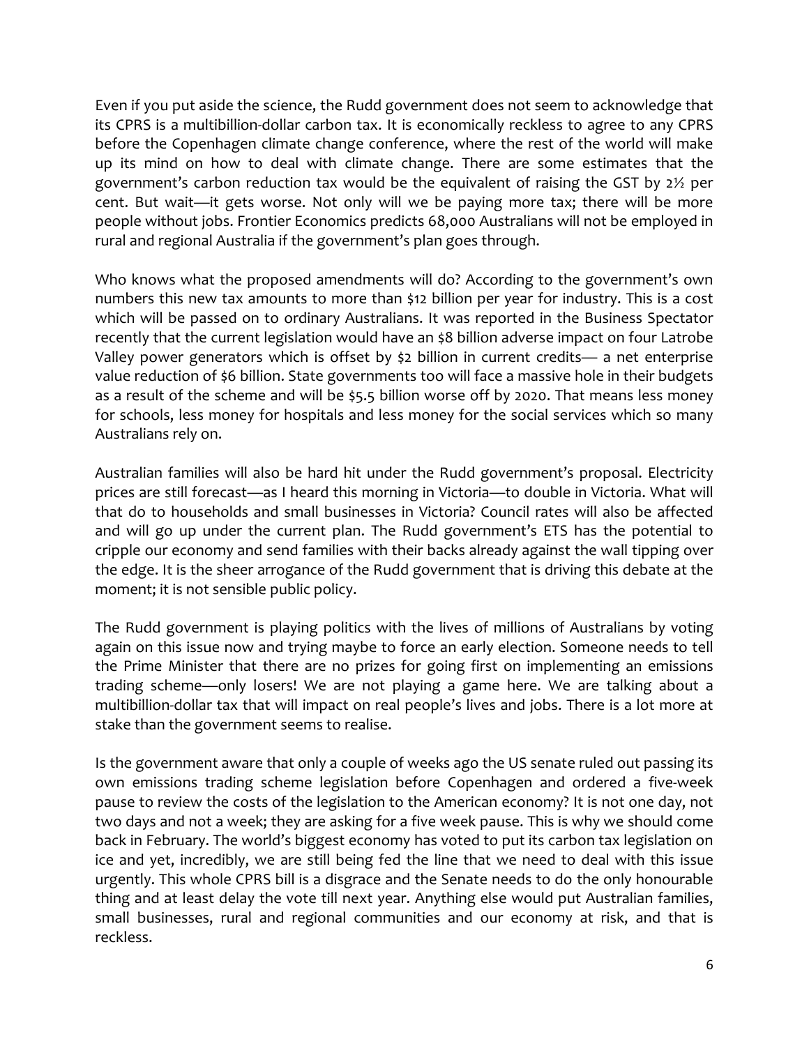Even if you put aside the science, the Rudd government does not seem to acknowledge that its CPRS is a multibillion-dollar carbon tax. It is economically reckless to agree to any CPRS before the Copenhagen climate change conference, where the rest of the world will make up its mind on how to deal with climate change. There are some estimates that the government's carbon reduction tax would be the equivalent of raising the GST by 2½ per cent. But wait—it gets worse. Not only will we be paying more tax; there will be more people without jobs. Frontier Economics predicts 68,000 Australians will not be employed in rural and regional Australia if the government's plan goes through.

Who knows what the proposed amendments will do? According to the government's own numbers this new tax amounts to more than $12 billion per year for industry. This is a cost which will be passed on to ordinary Australians. It was reported in the Business Spectator recently that the current legislation would have an $8 billion adverse impact on four Latrobe Valley power generators which is offset by $2 billion in current credits— a net enterprise value reduction of $6 billion. State governments too will face a massive hole in their budgets as a result of the scheme and will be $5.5 billion worse off by 2020. That means less money for schools, less money for hospitals and less money for the social services which so many Australians rely on.

Australian families will also be hard hit under the Rudd government's proposal. Electricity prices are still forecast—as I heard this morning in Victoria—to double in Victoria. What will that do to households and small businesses in Victoria? Council rates will also be affected and will go up under the current plan. The Rudd government's ETS has the potential to cripple our economy and send families with their backs already against the wall tipping over the edge. It is the sheer arrogance of the Rudd government that is driving this debate at the moment; it is not sensible public policy.

The Rudd government is playing politics with the lives of millions of Australians by voting again on this issue now and trying maybe to force an early election. Someone needs to tell the Prime Minister that there are no prizes for going first on implementing an emissions trading scheme—only losers! We are not playing a game here. We are talking about a multibillion-dollar tax that will impact on real people's lives and jobs. There is a lot more at stake than the government seems to realise.

Is the government aware that only a couple of weeks ago the US senate ruled out passing its own emissions trading scheme legislation before Copenhagen and ordered a five-week pause to review the costs of the legislation to the American economy? It is not one day, not two days and not a week; they are asking for a five week pause. This is why we should come back in February. The world's biggest economy has voted to put its carbon tax legislation on ice and yet, incredibly, we are still being fed the line that we need to deal with this issue urgently. This whole CPRS bill is a disgrace and the Senate needs to do the only honourable thing and at least delay the vote till next year. Anything else would put Australian families, small businesses, rural and regional communities and our economy at risk, and that is reckless.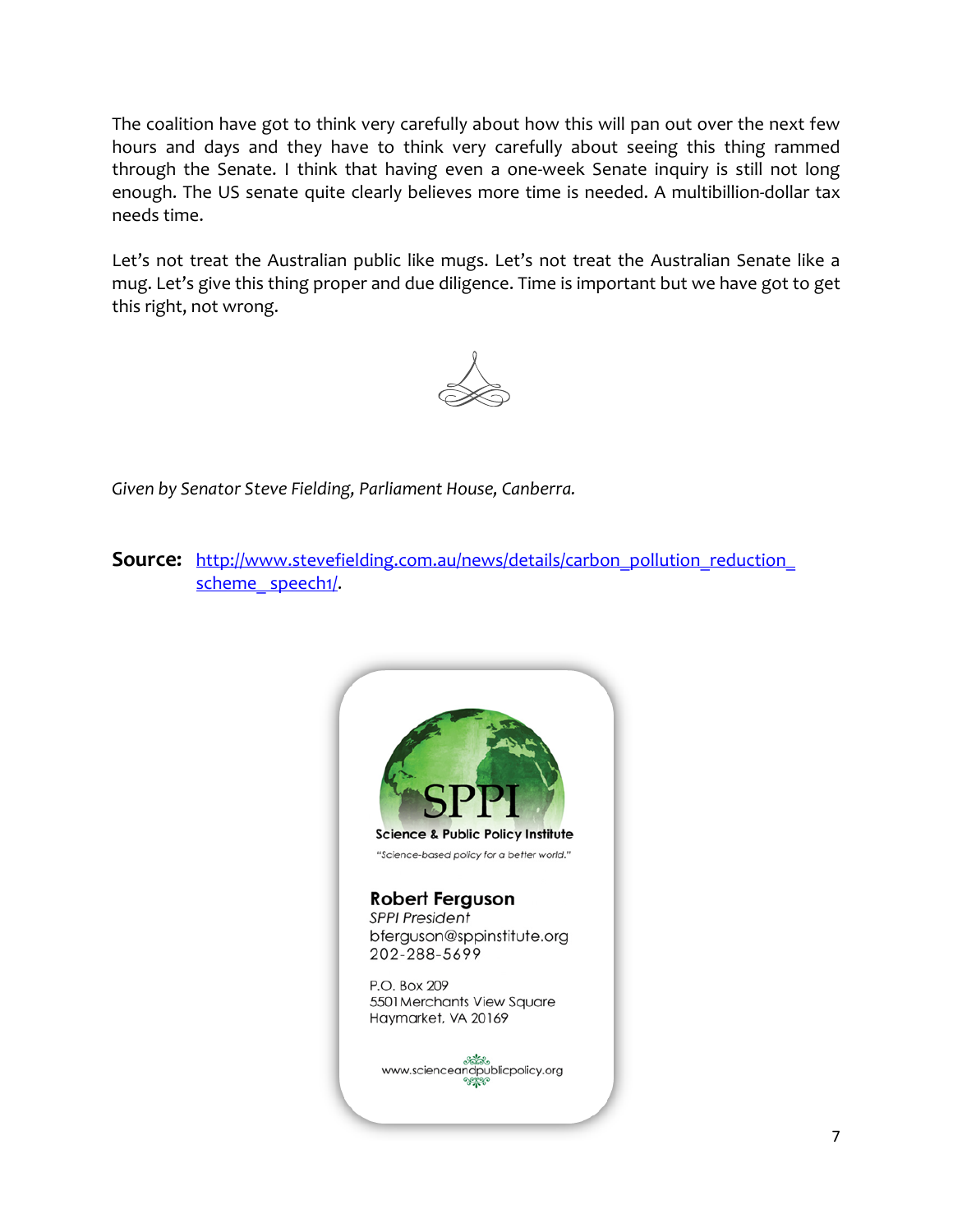The coalition have got to think very carefully about how this will pan out over the next few hours and days and they have to think very carefully about seeing this thing rammed through the Senate. I think that having even a one-week Senate inquiry is still not long enough. The US senate quite clearly believes more time is needed. A multibillion-dollar tax needs time.

Let's not treat the Australian public like mugs. Let's not treat the Australian Senate like a mug. Let's give this thing proper and due diligence. Time is important but we have got to get this right, not wrong.

*Given by Senator Steve Fielding, Parliament House, Canberra.*

**Source:** [http://www.stevefielding.com.au/news/details/carbon_pollution_reduction_scheme_speech1/](http://www.stevefielding.com.au/news/details/carbon_pollution_reduction_scheme_speech1/).

SPPI

**Science & Public Policy Institute**

*"Science-based policy for a better world."*

**Robert Ferguson**
*SPPI President*
bferguson@sppinstitute.org
202-288-5699

P.O. Box 209
5501 Merchants View Square
Haymarket, VA 20169

www.scienceandpublicpolicy.org